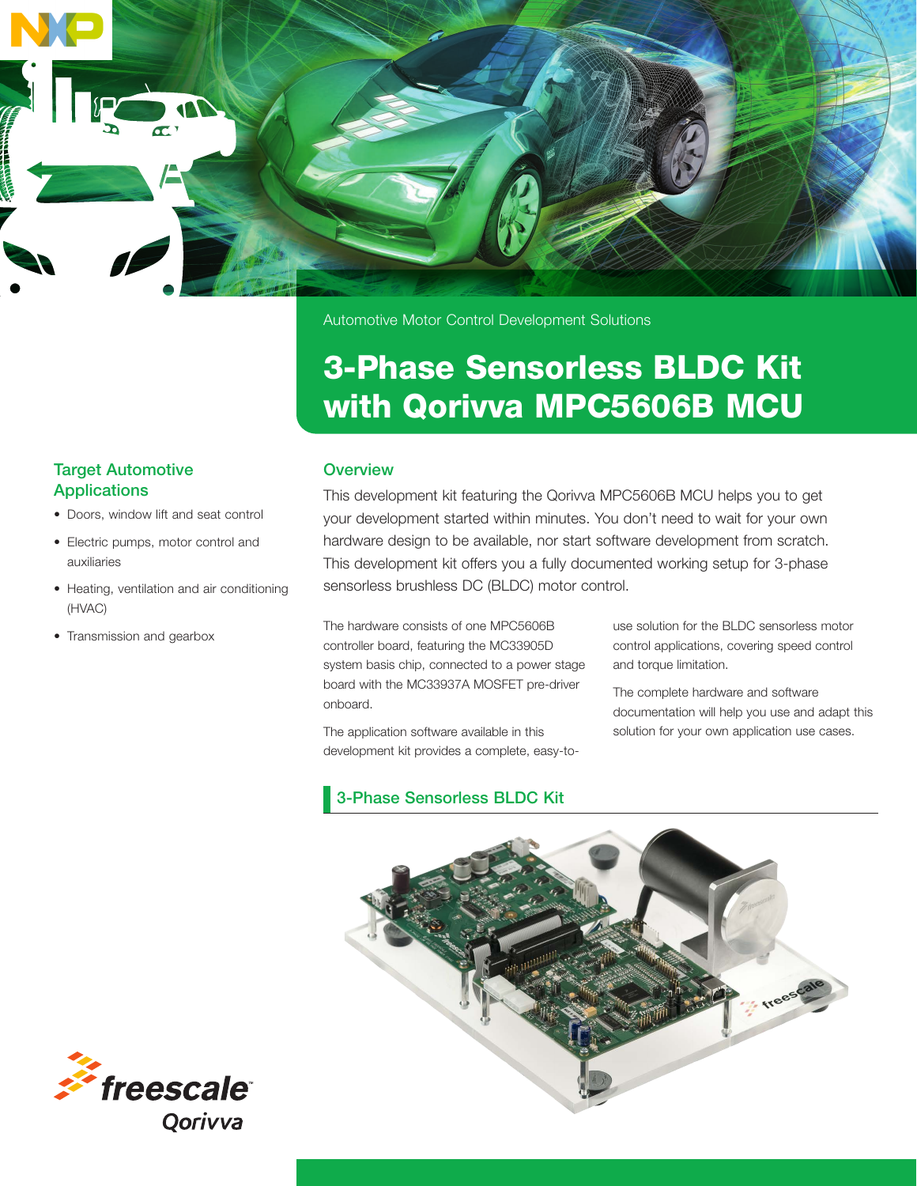Automotive Motor Control Development Solutions

# 3-Phase Sensorless BLDC Kit with Qorivva MPC5606B MCU

## Target Automotive Applications

- Doors, window lift and seat control
- Electric pumps, motor control and auxiliaries
- Heating, ventilation and air conditioning (HVAC)
- Transmission and gearbox

## Overview

This development kit featuring the Qorivva MPC5606B MCU helps you to get your development started within minutes. You don't need to wait for your own hardware design to be available, nor start software development from scratch. This development kit offers you a fully documented working setup for 3-phase sensorless brushless DC (BLDC) motor control.

The hardware consists of one MPC5606B controller board, featuring the MC33905D system basis chip, connected to a power stage board with the MC33937A MOSFET pre-driver onboard.

The application software available in this development kit provides a complete, easy-to-use solution for the BLDC sensorless motor control applications, covering speed control and torque limitation.

The complete hardware and software documentation will help you use and adapt this solution for your own application use cases.

## 3-Phase Sensorless BLDC Kit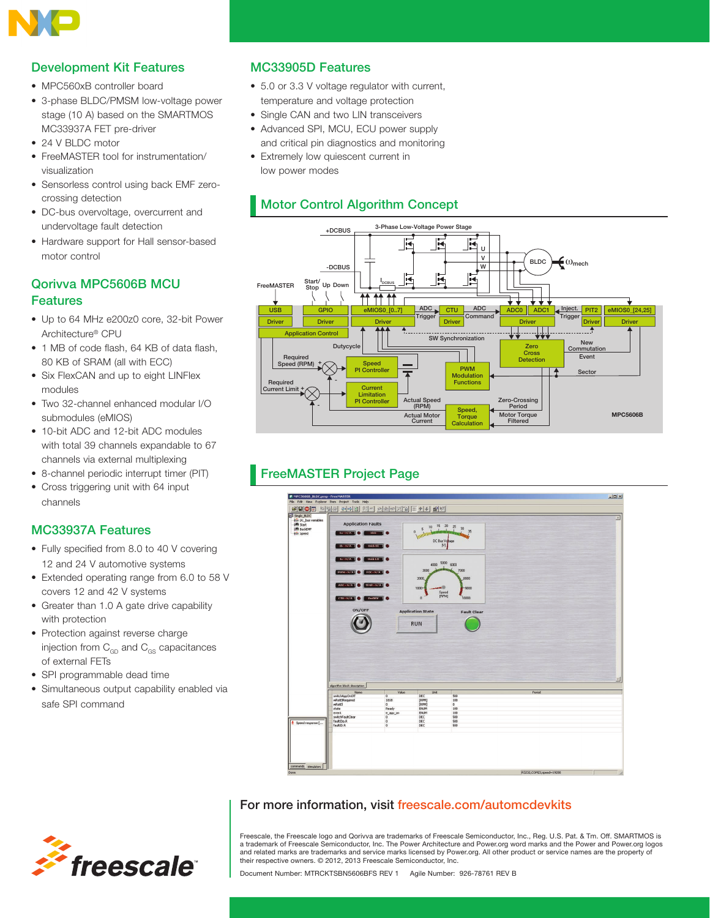## Development Kit Features

- MPC560xB controller board
- 3-phase BLDC/PMSM low-voltage power stage (10 A) based on the SMARTMOS MC33937A FET pre-driver
- 24 V BLDC motor
- FreeMASTER tool for instrumentation/ visualization
- Sensorless control using back EMF zero-crossing detection
- DC-bus overvoltage, overcurrent and undervoltage fault detection
- Hardware support for Hall sensor-based motor control

## Qorivva MPC5606B MCU Features

- Up to 64 MHz e200z0 core, 32-bit Power Architecture® CPU
- 1 MB of code flash, 64 KB of data flash, 80 KB of SRAM (all with ECC)
- Six FlexCAN and up to eight LINFlex modules
- Two 32-channel enhanced modular I/O submodules (eMIOS)
- 10-bit ADC and 12-bit ADC modules with total 39 channels expandable to 67 channels via external multiplexing
- 8-channel periodic interrupt timer (PIT)
- Cross triggering unit with 64 input channels

## MC33937A Features

- Fully specified from 8.0 to 40 V covering 12 and 24 V automotive systems
- Extended operating range from 6.0 to 58 V covers 12 and 42 V systems
- Greater than 1.0 A gate drive capability with protection
- Protection against reverse charge injection from $C_{GD}$ and $C_{GS}$ capacitances of external FETs
- SPI programmable dead time
- Simultaneous output capability enabled via safe SPI command

## MC33905D Features

- 5.0 or 3.3 V voltage regulator with current, temperature and voltage protection
- Single CAN and two LIN transceivers
- Advanced SPI, MCU, ECU power supply and critical pin diagnostics and monitoring
- Extremely low quiescent current in low power modes

## Motor Control Algorithm Concept

3-Phase Low-Voltage Power Stage
+DCBUS
-DCBUS
U
V
W
BLDC
ωmech
FreeMASTER
Start/ Stop
Up
Down
USB
GPIO
eMIOS0_[0..7]
ADC Trigger
CTU
ADC Command
ADC0
ADC1
Inject. Trigger
PIT2
eMIOS0_[24,25]
Driver
Application Control
SW Synchronization
Dutycycle
Required Speed (RPM)
Speed PI Controller
PWM Modulation Functions
Zero Cross Detection
New Commutation Event
Sector
Required Current Limit
Current Limitation PI Controller
Actual Speed (RPM)
Actual Motor Current
Speed, Torque Calculation
Zero-Crossing Period
Motor Torque Filtered
MPC5606B

## FreeMASTER Project Page

## For more information, visit freescale.com/automcdevkits

Freescale, the Freescale logo and Qorivva are trademarks of Freescale Semiconductor, Inc., Reg. U.S. Pat. & Tm. Off. SMARTMOS is a trademark of Freescale Semiconductor, Inc. The Power Architecture and Power.org word marks and the Power and Power.org logos and related marks are trademarks and service marks licensed by Power.org. All other product or service names are the property of their respective owners. © 2012, 2013 Freescale Semiconductor, Inc.

Document Number: MTRCKTSBN5606BFS REV 1 Agile Number: 926-78761 REV B